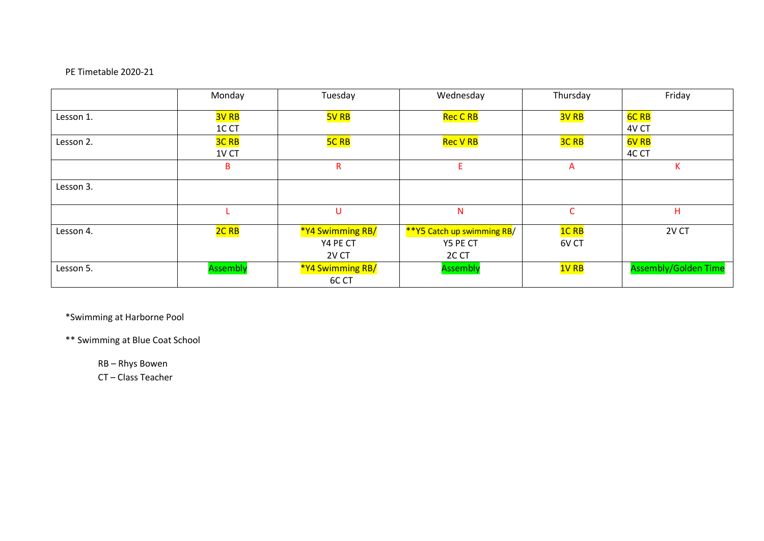PE Timetable 2020-21

| | Monday | Tuesday | Wednesday | Thursday | Friday |
|---|---|---|---|---|---|
| Lesson 1. | 3V RB<br>1C CT | 5V RB | Rec C RB | 3V RB | 6C RB<br>4V CT |
| Lesson 2. | 3C RB<br>1V CT | 5C RB | Rec V RB | 3C RB | 6V RB<br>4C CT |
| | B | R | E | A | K |
| Lesson 3. | | | | | |
| | L | U | N | C | H |
| Lesson 4. | 2C RB | *Y4 Swimming RB/<br>Y4 PE CT<br>2V CT | **Y5 Catch up swimming RB/<br>Y5 PE CT<br>2C CT | 1C RB<br>6V CT | 2V CT |
| Lesson 5. | Assembly | *Y4 Swimming RB/<br>6C CT | Assembly | 1V RB | Assembly/Golden Time |

*Swimming at Harborne Pool

** Swimming at Blue Coat School

RB – Rhys Bowen
CT – Class Teacher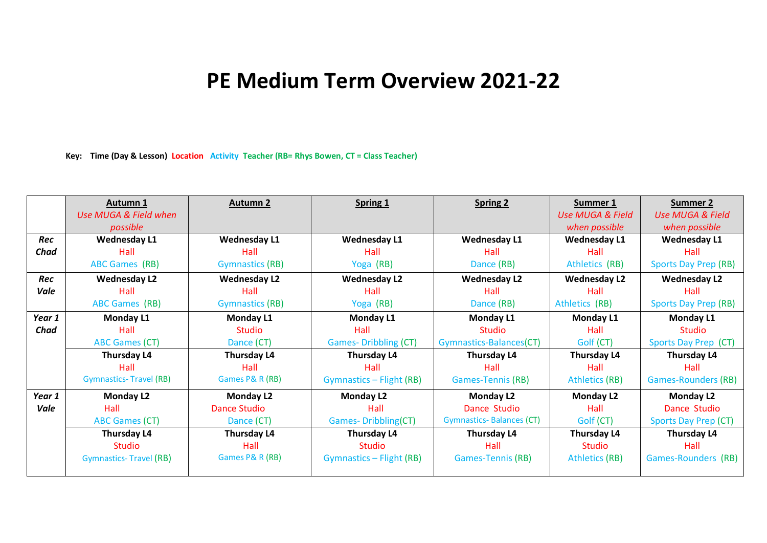# PE Medium Term Overview 2021-22

**Key: Time (Day & Lesson) Location Activity Teacher (RB= Rhys Bowen, CT = Class Teacher)**

| | **Autumn 1** *Use MUGA & Field when possible* | **Autumn 2** | **Spring 1** | **Spring 2** | **Summer 1** *Use MUGA & Field when possible* | **Summer 2** *Use MUGA & Field when possible* |
|---|---|---|---|---|---|---|
| ***Rec Chad*** | **Wednesday L1** Hall ABC Games (RB) | **Wednesday L1** Hall Gymnastics (RB) | **Wednesday L1** Hall Yoga (RB) | **Wednesday L1** Hall Dance (RB) | **Wednesday L1** Hall Athletics (RB) | **Wednesday L1** Hall Sports Day Prep (RB) |
| ***Rec Vale*** | **Wednesday L2** Hall ABC Games (RB) | **Wednesday L2** Hall Gymnastics (RB) | **Wednesday L2** Hall Yoga (RB) | **Wednesday L2** Hall Dance (RB) | **Wednesday L2** Hall Athletics (RB) | **Wednesday L2** Hall Sports Day Prep (RB) |
| ***Year 1 Chad*** | **Monday L1** Hall ABC Games (CT) | **Monday L1** Studio Dance (CT) | **Monday L1** Hall Games- Dribbling (CT) | **Monday L1** Studio Gymnastics-Balances(CT) | **Monday L1** Hall Golf (CT) | **Monday L1** Studio Sports Day Prep (CT) |
| | **Thursday L4** Hall Gymnastics- Travel (RB) | **Thursday L4** Hall Games P& R (RB) | **Thursday L4** Hall Gymnastics – Flight (RB) | **Thursday L4** Hall Games-Tennis (RB) | **Thursday L4** Hall Athletics (RB) | **Thursday L4** Hall Games-Rounders (RB) |
| ***Year 1 Vale*** | **Monday L2** Hall ABC Games (CT) | **Monday L2** Dance Studio Dance (CT) | **Monday L2** Hall Games- Dribbling(CT) | **Monday L2** Dance Studio Gymnastics- Balances (CT) | **Monday L2** Hall Golf (CT) | **Monday L2** Dance Studio Sports Day Prep (CT) |
| | **Thursday L4** Studio Gymnastics- Travel (RB) | **Thursday L4** Hall Games P& R (RB) | **Thursday L4** Studio Gymnastics – Flight (RB) | **Thursday L4** Hall Games-Tennis (RB) | **Thursday L4** Studio Athletics (RB) | **Thursday L4** Hall Games-Rounders (RB) |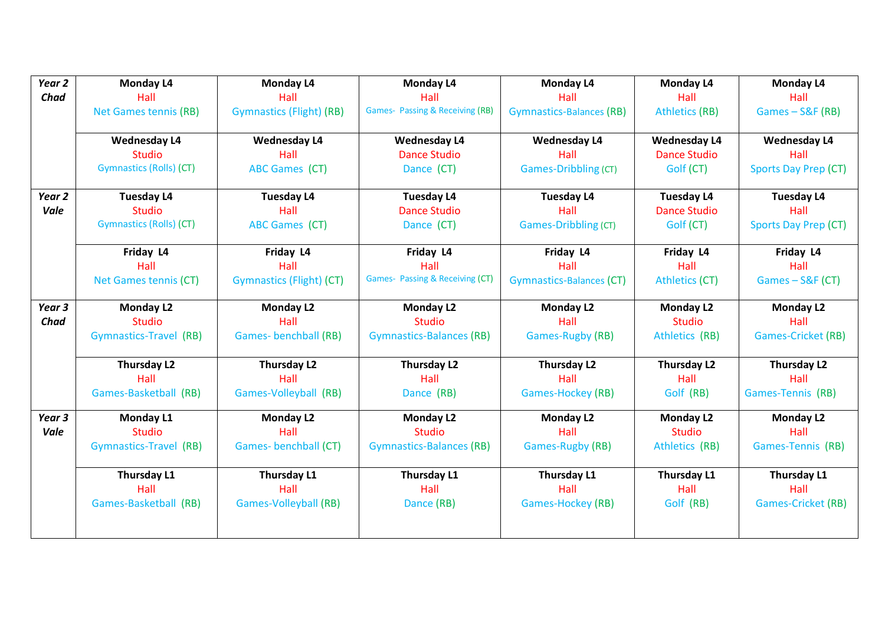| | | | | | | |
|---|---|---|---|---|---|---|
| ***Year 2 Chad*** | **Monday L4**<br>Hall<br>Net Games tennis (RB) | **Monday L4**<br>Hall<br>Gymnastics (Flight) (RB) | **Monday L4**<br>Hall<br>Games- Passing & Receiving (RB) | **Monday L4**<br>Hall<br>Gymnastics-Balances (RB) | **Monday L4**<br>Hall<br>Athletics (RB) | **Monday L4**<br>Hall<br>Games – S&F (RB) |
| | **Wednesday L4**<br>Studio<br>Gymnastics (Rolls) (CT) | **Wednesday L4**<br>Hall<br>ABC Games (CT) | **Wednesday L4**<br>Dance Studio<br>Dance (CT) | **Wednesday L4**<br>Hall<br>Games-Dribbling (CT) | **Wednesday L4**<br>Dance Studio<br>Golf (CT) | **Wednesday L4**<br>Hall<br>Sports Day Prep (CT) |
| ***Year 2 Vale*** | **Tuesday L4**<br>Studio<br>Gymnastics (Rolls) (CT) | **Tuesday L4**<br>Hall<br>ABC Games (CT) | **Tuesday L4**<br>Dance Studio<br>Dance (CT) | **Tuesday L4**<br>Hall<br>Games-Dribbling (CT) | **Tuesday L4**<br>Dance Studio<br>Golf (CT) | **Tuesday L4**<br>Hall<br>Sports Day Prep (CT) |
| | **Friday L4**<br>Hall<br>Net Games tennis (CT) | **Friday L4**<br>Hall<br>Gymnastics (Flight) (CT) | **Friday L4**<br>Hall<br>Games- Passing & Receiving (CT) | **Friday L4**<br>Hall<br>Gymnastics-Balances (CT) | **Friday L4**<br>Hall<br>Athletics (CT) | **Friday L4**<br>Hall<br>Games – S&F (CT) |
| ***Year 3 Chad*** | **Monday L2**<br>Studio<br>Gymnastics-Travel (RB) | **Monday L2**<br>Hall<br>Games- benchball (RB) | **Monday L2**<br>Studio<br>Gymnastics-Balances (RB) | **Monday L2**<br>Hall<br>Games-Rugby (RB) | **Monday L2**<br>Studio<br>Athletics (RB) | **Monday L2**<br>Hall<br>Games-Cricket (RB) |
| | **Thursday L2**<br>Hall<br>Games-Basketball (RB) | **Thursday L2**<br>Hall<br>Games-Volleyball (RB) | **Thursday L2**<br>Hall<br>Dance (RB) | **Thursday L2**<br>Hall<br>Games-Hockey (RB) | **Thursday L2**<br>Hall<br>Golf (RB) | **Thursday L2**<br>Hall<br>Games-Tennis (RB) |
| ***Year 3 Vale*** | **Monday L1**<br>Studio<br>Gymnastics-Travel (RB) | **Monday L2**<br>Hall<br>Games- benchball (CT) | **Monday L2**<br>Studio<br>Gymnastics-Balances (RB) | **Monday L2**<br>Hall<br>Games-Rugby (RB) | **Monday L2**<br>Studio<br>Athletics (RB) | **Monday L2**<br>Hall<br>Games-Tennis (RB) |
| | **Thursday L1**<br>Hall<br>Games-Basketball (RB) | **Thursday L1**<br>Hall<br>Games-Volleyball (RB) | **Thursday L1**<br>Hall<br>Dance (RB) | **Thursday L1**<br>Hall<br>Games-Hockey (RB) | **Thursday L1**<br>Hall<br>Golf (RB) | **Thursday L1**<br>Hall<br>Games-Cricket (RB) |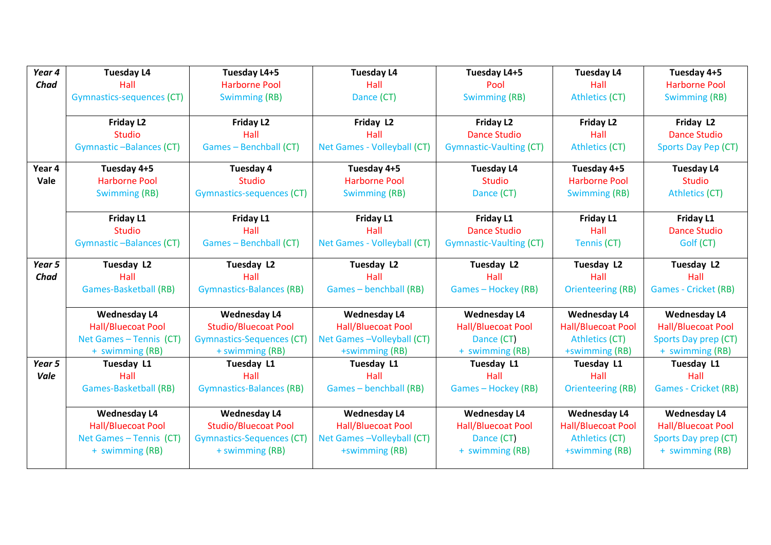| | | | | | | |
|---|---|---|---|---|---|---|
| ***Year 4 Chad*** | **Tuesday L4**<br>Hall<br>Gymnastics-sequences (CT) | **Tuesday L4+5**<br>Harborne Pool<br>Swimming (RB) | **Tuesday L4**<br>Hall<br>Dance (CT) | **Tuesday L4+5**<br>Pool<br>Swimming (RB) | **Tuesday L4**<br>Hall<br>Athletics (CT) | **Tuesday 4+5**<br>Harborne Pool<br>Swimming (RB) |
| | **Friday L2**<br>Studio<br>Gymnastic –Balances (CT) | **Friday L2**<br>Hall<br>Games – Benchball (CT) | **Friday L2**<br>Hall<br>Net Games - Volleyball (CT) | **Friday L2**<br>Dance Studio<br>Gymnastic-Vaulting (CT) | **Friday L2**<br>Hall<br>Athletics (CT) | **Friday L2**<br>Dance Studio<br>Sports Day Pep (CT) |
| **Year 4 Vale** | **Tuesday 4+5**<br>Harborne Pool<br>Swimming (RB) | **Tuesday 4**<br>Studio<br>Gymnastics-sequences (CT) | **Tuesday 4+5**<br>Harborne Pool<br>Swimming (RB) | **Tuesday L4**<br>Studio<br>Dance (CT) | **Tuesday 4+5**<br>Harborne Pool<br>Swimming (RB) | **Tuesday L4**<br>Studio<br>Athletics (CT) |
| | **Friday L1**<br>Studio<br>Gymnastic –Balances (CT) | **Friday L1**<br>Hall<br>Games – Benchball (CT) | **Friday L1**<br>Hall<br>Net Games - Volleyball (CT) | **Friday L1**<br>Dance Studio<br>Gymnastic-Vaulting (CT) | **Friday L1**<br>Hall<br>Tennis (CT) | **Friday L1**<br>Dance Studio<br>Golf (CT) |
| ***Year 5 Chad*** | **Tuesday L2**<br>Hall<br>Games-Basketball (RB) | **Tuesday L2**<br>Hall<br>Gymnastics-Balances (RB) | **Tuesday L2**<br>Hall<br>Games – benchball (RB) | **Tuesday L2**<br>Hall<br>Games – Hockey (RB) | **Tuesday L2**<br>Hall<br>Orienteering (RB) | **Tuesday L2**<br>Hall<br>Games - Cricket (RB) |
| | **Wednesday L4**<br>Hall/Bluecoat Pool<br>Net Games – Tennis (CT)<br>+ swimming (RB) | **Wednesday L4**<br>Studio/Bluecoat Pool<br>Gymnastics-Sequences (CT)<br>+ swimming (RB) | **Wednesday L4**<br>Hall/Bluecoat Pool<br>Net Games –Volleyball (CT)<br>+swimming (RB) | **Wednesday L4**<br>Hall/Bluecoat Pool<br>Dance (CT)<br>+ swimming (RB) | **Wednesday L4**<br>Hall/Bluecoat Pool<br>Athletics (CT)<br>+swimming (RB) | **Wednesday L4**<br>Hall/Bluecoat Pool<br>Sports Day prep (CT)<br>+ swimming (RB) |
| ***Year 5 Vale*** | **Tuesday L1**<br>Hall<br>Games-Basketball (RB) | **Tuesday L1**<br>Hall<br>Gymnastics-Balances (RB) | **Tuesday L1**<br>Hall<br>Games – benchball (RB) | **Tuesday L1**<br>Hall<br>Games – Hockey (RB) | **Tuesday L1**<br>Hall<br>Orienteering (RB) | **Tuesday L1**<br>Hall<br>Games - Cricket (RB) |
| | **Wednesday L4**<br>Hall/Bluecoat Pool<br>Net Games – Tennis (CT)<br>+ swimming (RB) | **Wednesday L4**<br>Studio/Bluecoat Pool<br>Gymnastics-Sequences (CT)<br>+ swimming (RB) | **Wednesday L4**<br>Hall/Bluecoat Pool<br>Net Games –Volleyball (CT)<br>+swimming (RB) | **Wednesday L4**<br>Hall/Bluecoat Pool<br>Dance (CT)<br>+ swimming (RB) | **Wednesday L4**<br>Hall/Bluecoat Pool<br>Athletics (CT)<br>+swimming (RB) | **Wednesday L4**<br>Hall/Bluecoat Pool<br>Sports Day prep (CT)<br>+ swimming (RB) |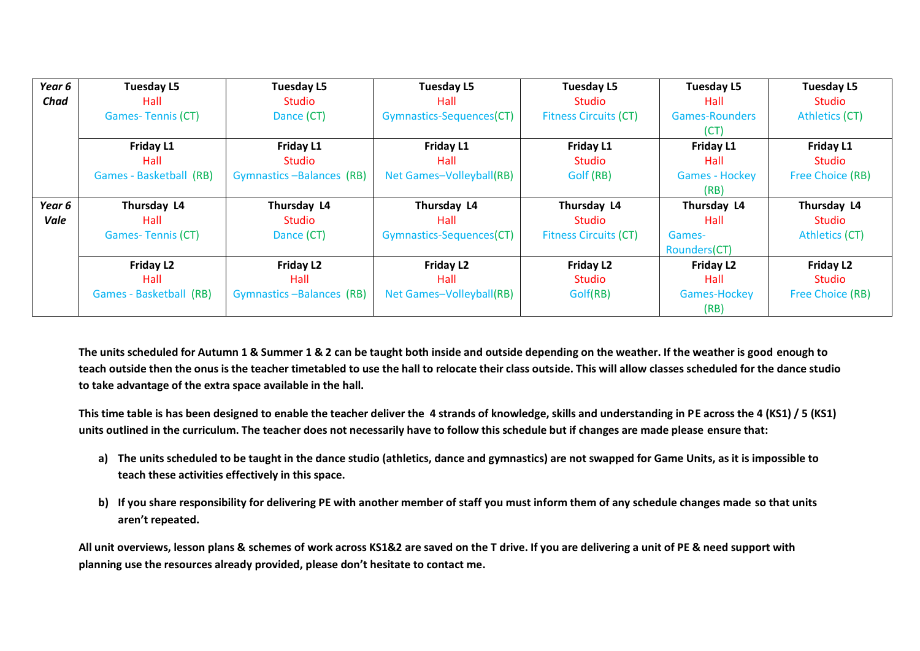| | | | | | | |
|---|---|---|---|---|---|---|
| ***Year 6 Chad*** | **Tuesday L5**<br>Hall<br>Games- Tennis (CT) | **Tuesday L5**<br>Studio<br>Dance (CT) | **Tuesday L5**<br>Hall<br>Gymnastics-Sequences(CT) | **Tuesday L5**<br>Studio<br>Fitness Circuits (CT) | **Tuesday L5**<br>Hall<br>Games-Rounders (CT) | **Tuesday L5**<br>Studio<br>Athletics (CT) |
| | **Friday L1**<br>Hall<br>Games - Basketball (RB) | **Friday L1**<br>Studio<br>Gymnastics –Balances (RB) | **Friday L1**<br>Hall<br>Net Games–Volleyball(RB) | **Friday L1**<br>Studio<br>Golf (RB) | **Friday L1**<br>Hall<br>Games - Hockey (RB) | **Friday L1**<br>Studio<br>Free Choice (RB) |
| ***Year 6 Vale*** | **Thursday L4**<br>Hall<br>Games- Tennis (CT) | **Thursday L4**<br>Studio<br>Dance (CT) | **Thursday L4**<br>Hall<br>Gymnastics-Sequences(CT) | **Thursday L4**<br>Studio<br>Fitness Circuits (CT) | **Thursday L4**<br>Hall<br>Games-Rounders(CT) | **Thursday L4**<br>Studio<br>Athletics (CT) |
| | **Friday L2**<br>Hall<br>Games - Basketball (RB) | **Friday L2**<br>Hall<br>Gymnastics –Balances (RB) | **Friday L2**<br>Hall<br>Net Games–Volleyball(RB) | **Friday L2**<br>Studio<br>Golf(RB) | **Friday L2**<br>Hall<br>Games-Hockey (RB) | **Friday L2**<br>Studio<br>Free Choice (RB) |

**The units scheduled for Autumn 1 & Summer 1 & 2 can be taught both inside and outside depending on the weather. If the weather is good enough to teach outside then the onus is the teacher timetabled to use the hall to relocate their class outside. This will allow classes scheduled for the dance studio to take advantage of the extra space available in the hall.**

**This time table is has been designed to enable the teacher deliver the 4 strands of knowledge, skills and understanding in PE across the 4 (KS1) / 5 (KS1) units outlined in the curriculum. The teacher does not necessarily have to follow this schedule but if changes are made please ensure that:**

a) **The units scheduled to be taught in the dance studio (athletics, dance and gymnastics) are not swapped for Game Units, as it is impossible to teach these activities effectively in this space.**

b) **If you share responsibility for delivering PE with another member of staff you must inform them of any schedule changes made so that units aren't repeated.**

**All unit overviews, lesson plans & schemes of work across KS1&2 are saved on the T drive. If you are delivering a unit of PE & need support with planning use the resources already provided, please don't hesitate to contact me.**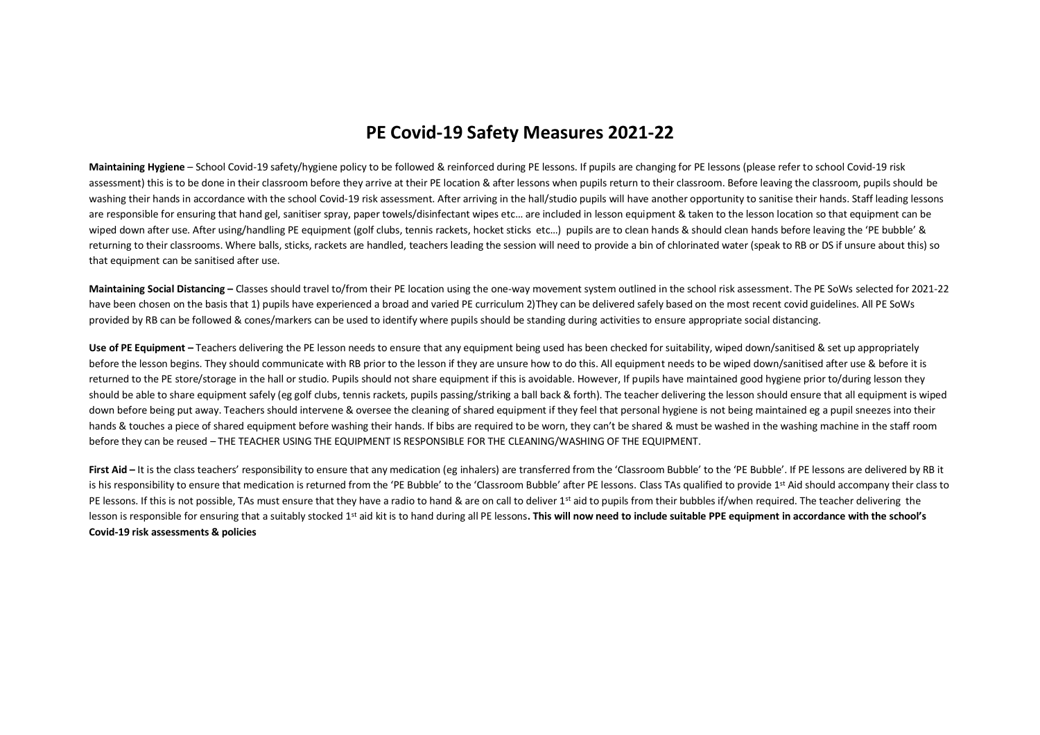# PE Covid-19 Safety Measures 2021-22

**Maintaining Hygiene** – School Covid-19 safety/hygiene policy to be followed & reinforced during PE lessons. If pupils are changing for PE lessons (please refer to school Covid-19 risk assessment) this is to be done in their classroom before they arrive at their PE location & after lessons when pupils return to their classroom. Before leaving the classroom, pupils should be washing their hands in accordance with the school Covid-19 risk assessment. After arriving in the hall/studio pupils will have another opportunity to sanitise their hands. Staff leading lessons are responsible for ensuring that hand gel, sanitiser spray, paper towels/disinfectant wipes etc… are included in lesson equipment & taken to the lesson location so that equipment can be wiped down after use. After using/handling PE equipment (golf clubs, tennis rackets, hocket sticks etc…) pupils are to clean hands & should clean hands before leaving the 'PE bubble' & returning to their classrooms. Where balls, sticks, rackets are handled, teachers leading the session will need to provide a bin of chlorinated water (speak to RB or DS if unsure about this) so that equipment can be sanitised after use.

**Maintaining Social Distancing –** Classes should travel to/from their PE location using the one-way movement system outlined in the school risk assessment. The PE SoWs selected for 2021-22 have been chosen on the basis that 1) pupils have experienced a broad and varied PE curriculum 2)They can be delivered safely based on the most recent covid guidelines. All PE SoWs provided by RB can be followed & cones/markers can be used to identify where pupils should be standing during activities to ensure appropriate social distancing.

**Use of PE Equipment –** Teachers delivering the PE lesson needs to ensure that any equipment being used has been checked for suitability, wiped down/sanitised & set up appropriately before the lesson begins. They should communicate with RB prior to the lesson if they are unsure how to do this. All equipment needs to be wiped down/sanitised after use & before it is returned to the PE store/storage in the hall or studio. Pupils should not share equipment if this is avoidable. However, If pupils have maintained good hygiene prior to/during lesson they should be able to share equipment safely (eg golf clubs, tennis rackets, pupils passing/striking a ball back & forth). The teacher delivering the lesson should ensure that all equipment is wiped down before being put away. Teachers should intervene & oversee the cleaning of shared equipment if they feel that personal hygiene is not being maintained eg a pupil sneezes into their hands & touches a piece of shared equipment before washing their hands. If bibs are required to be worn, they can't be shared & must be washed in the washing machine in the staff room before they can be reused – THE TEACHER USING THE EQUIPMENT IS RESPONSIBLE FOR THE CLEANING/WASHING OF THE EQUIPMENT.

**First Aid –** It is the class teachers' responsibility to ensure that any medication (eg inhalers) are transferred from the 'Classroom Bubble' to the 'PE Bubble'. If PE lessons are delivered by RB it is his responsibility to ensure that medication is returned from the 'PE Bubble' to the 'Classroom Bubble' after PE lessons. Class TAs qualified to provide 1st Aid should accompany their class to PE lessons. If this is not possible, TAs must ensure that they have a radio to hand & are on call to deliver 1st aid to pupils from their bubbles if/when required. The teacher delivering the lesson is responsible for ensuring that a suitably stocked 1st aid kit is to hand during all PE lessons**. This will now need to include suitable PPE equipment in accordance with the school's Covid-19 risk assessments & policies**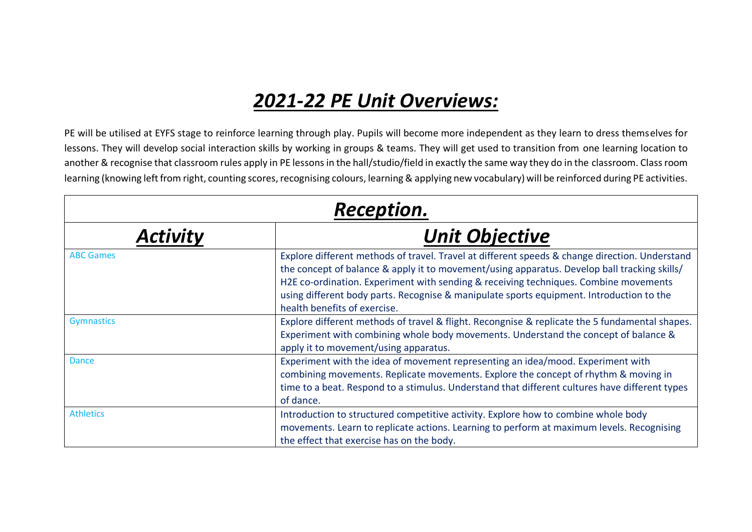# ***2021-22 PE Unit Overviews:***

PE will be utilised at EYFS stage to reinforce learning through play. Pupils will become more independent as they learn to dress themselves for lessons. They will develop social interaction skills by working in groups & teams. They will get used to transition from one learning location to another & recognise that classroom rules apply in PE lessons in the hall/studio/field in exactly the same way they do in the classroom. Class room learning (knowing left from right, counting scores, recognising colours, learning & applying new vocabulary) will be reinforced during PE activities.

| ***Reception.*** | |
|---|---|
| ***Activity*** | ***Unit Objective*** |
| ABC Games | Explore different methods of travel. Travel at different speeds & change direction. Understand the concept of balance & apply it to movement/using apparatus. Develop ball tracking skills/ H2E co-ordination. Experiment with sending & receiving techniques. Combine movements using different body parts. Recognise & manipulate sports equipment. Introduction to the health benefits of exercise. |
| Gymnastics | Explore different methods of travel & flight. Recongnise & replicate the 5 fundamental shapes. Experiment with combining whole body movements. Understand the concept of balance & apply it to movement/using apparatus. |
| Dance | Experiment with the idea of movement representing an idea/mood. Experiment with combining movements. Replicate movements. Explore the concept of rhythm & moving in time to a beat. Respond to a stimulus. Understand that different cultures have different types of dance. |
| Athletics | Introduction to structured competitive activity. Explore how to combine whole body movements. Learn to replicate actions. Learning to perform at maximum levels. Recognising the effect that exercise has on the body. |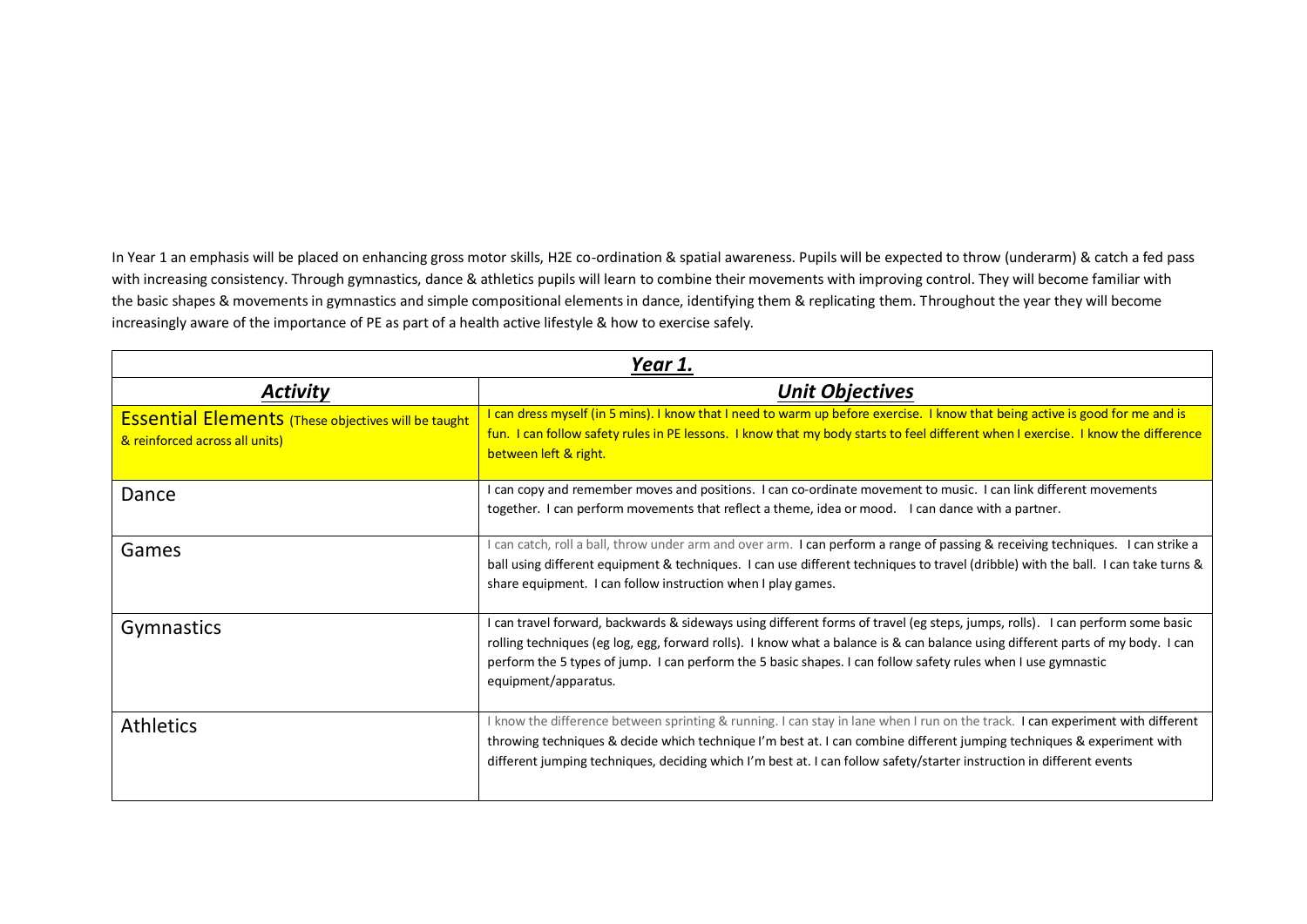In Year 1 an emphasis will be placed on enhancing gross motor skills, H2E co-ordination & spatial awareness. Pupils will be expected to throw (underarm) & catch a fed pass with increasing consistency. Through gymnastics, dance & athletics pupils will learn to combine their movements with improving control. They will become familiar with the basic shapes & movements in gymnastics and simple compositional elements in dance, identifying them & replicating them. Throughout the year they will become increasingly aware of the importance of PE as part of a health active lifestyle & how to exercise safely.

| ***Year 1.*** | |
|---|---|
| ***Activity*** | ***Unit Objectives*** |
| Essential Elements (These objectives will be taught & reinforced across all units) | I can dress myself (in 5 mins). I know that I need to warm up before exercise. I know that being active is good for me and is fun. I can follow safety rules in PE lessons. I know that my body starts to feel different when I exercise. I know the difference between left & right. |
| Dance | I can copy and remember moves and positions. I can co-ordinate movement to music. I can link different movements together. I can perform movements that reflect a theme, idea or mood. I can dance with a partner. |
| Games | I can catch, roll a ball, throw under arm and over arm. I can perform a range of passing & receiving techniques. I can strike a ball using different equipment & techniques. I can use different techniques to travel (dribble) with the ball. I can take turns & share equipment. I can follow instruction when I play games. |
| Gymnastics | I can travel forward, backwards & sideways using different forms of travel (eg steps, jumps, rolls). I can perform some basic rolling techniques (eg log, egg, forward rolls). I know what a balance is & can balance using different parts of my body. I can perform the 5 types of jump. I can perform the 5 basic shapes. I can follow safety rules when I use gymnastic equipment/apparatus. |
| Athletics | I know the difference between sprinting & running. I can stay in lane when I run on the track. I can experiment with different throwing techniques & decide which technique I'm best at. I can combine different jumping techniques & experiment with different jumping techniques, deciding which I'm best at. I can follow safety/starter instruction in different events |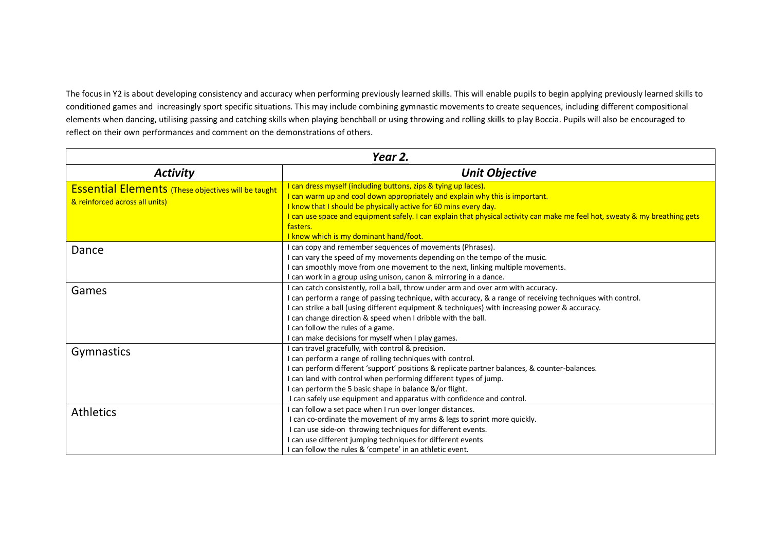The focus in Y2 is about developing consistency and accuracy when performing previously learned skills. This will enable pupils to begin applying previously learned skills to conditioned games and increasingly sport specific situations. This may include combining gymnastic movements to create sequences, including different compositional elements when dancing, utilising passing and catching skills when playing benchball or using throwing and rolling skills to play Boccia. Pupils will also be encouraged to reflect on their own performances and comment on the demonstrations of others.

| ***Year 2.*** | |
|---|---|
| ***Activity*** | ***Unit Objective*** |
| Essential Elements (These objectives will be taught & reinforced across all units) | I can dress myself (including buttons, zips & tying up laces).<br>I can warm up and cool down appropriately and explain why this is important.<br>I know that I should be physically active for 60 mins every day.<br>I can use space and equipment safely. I can explain that physical activity can make me feel hot, sweaty & my breathing gets fasters.<br>I know which is my dominant hand/foot. |
| Dance | I can copy and remember sequences of movements (Phrases).<br>I can vary the speed of my movements depending on the tempo of the music.<br>I can smoothly move from one movement to the next, linking multiple movements.<br>I can work in a group using unison, canon & mirroring in a dance. |
| Games | I can catch consistently, roll a ball, throw under arm and over arm with accuracy.<br>I can perform a range of passing technique, with accuracy, & a range of receiving techniques with control.<br>I can strike a ball (using different equipment & techniques) with increasing power & accuracy.<br>I can change direction & speed when I dribble with the ball.<br>I can follow the rules of a game.<br>I can make decisions for myself when I play games. |
| Gymnastics | I can travel gracefully, with control & precision.<br>I can perform a range of rolling techniques with control.<br>I can perform different 'support' positions & replicate partner balances, & counter-balances.<br>I can land with control when performing different types of jump.<br>I can perform the 5 basic shape in balance &/or flight.<br>I can safely use equipment and apparatus with confidence and control. |
| Athletics | I can follow a set pace when I run over longer distances.<br>I can co-ordinate the movement of my arms & legs to sprint more quickly.<br>I can use side-on throwing techniques for different events.<br>I can use different jumping techniques for different events<br>I can follow the rules & 'compete' in an athletic event. |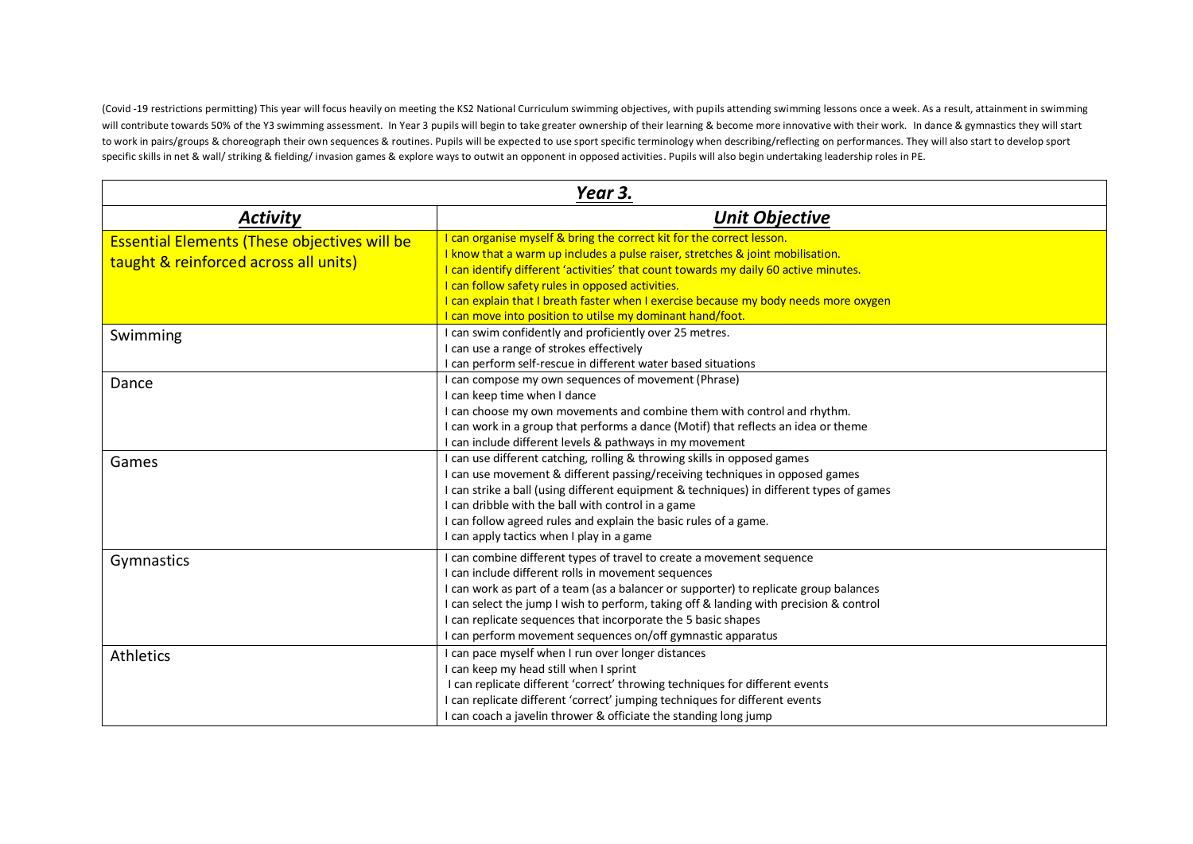(Covid -19 restrictions permitting) This year will focus heavily on meeting the KS2 National Curriculum swimming objectives, with pupils attending swimming lessons once a week. As a result, attainment in swimming will contribute towards 50% of the Y3 swimming assessment. In Year 3 pupils will begin to take greater ownership of their learning & become more innovative with their work. In dance & gymnastics they will start to work in pairs/groups & choreograph their own sequences & routines. Pupils will be expected to use sport specific terminology when describing/reflecting on performances. They will also start to develop sport specific skills in net & wall/ striking & fielding/ invasion games & explore ways to outwit an opponent in opposed activities. Pupils will also begin undertaking leadership roles in PE.

| ***Year 3.*** | |
|---|---|
| ***Activity*** | ***Unit Objective*** |
| Essential Elements (These objectives will be taught & reinforced across all units) | I can organise myself & bring the correct kit for the correct lesson.<br>I know that a warm up includes a pulse raiser, stretches & joint mobilisation.<br>I can identify different 'activities' that count towards my daily 60 active minutes.<br>I can follow safety rules in opposed activities.<br>I can explain that I breath faster when I exercise because my body needs more oxygen<br>I can move into position to utilse my dominant hand/foot. |
| Swimming | I can swim confidently and proficiently over 25 metres.<br>I can use a range of strokes effectively<br>I can perform self-rescue in different water based situations |
| Dance | I can compose my own sequences of movement (Phrase)<br>I can keep time when I dance<br>I can choose my own movements and combine them with control and rhythm.<br>I can work in a group that performs a dance (Motif) that reflects an idea or theme<br>I can include different levels & pathways in my movement |
| Games | I can use different catching, rolling & throwing skills in opposed games<br>I can use movement & different passing/receiving techniques in opposed games<br>I can strike a ball (using different equipment & techniques) in different types of games<br>I can dribble with the ball with control in a game<br>I can follow agreed rules and explain the basic rules of a game.<br>I can apply tactics when I play in a game |
| Gymnastics | I can combine different types of travel to create a movement sequence<br>I can include different rolls in movement sequences<br>I can work as part of a team (as a balancer or supporter) to replicate group balances<br>I can select the jump I wish to perform, taking off & landing with precision & control<br>I can replicate sequences that incorporate the 5 basic shapes<br>I can perform movement sequences on/off gymnastic apparatus |
| Athletics | I can pace myself when I run over longer distances<br>I can keep my head still when I sprint<br>I can replicate different 'correct' throwing techniques for different events<br>I can replicate different 'correct' jumping techniques for different events<br>I can coach a javelin thrower & officiate the standing long jump |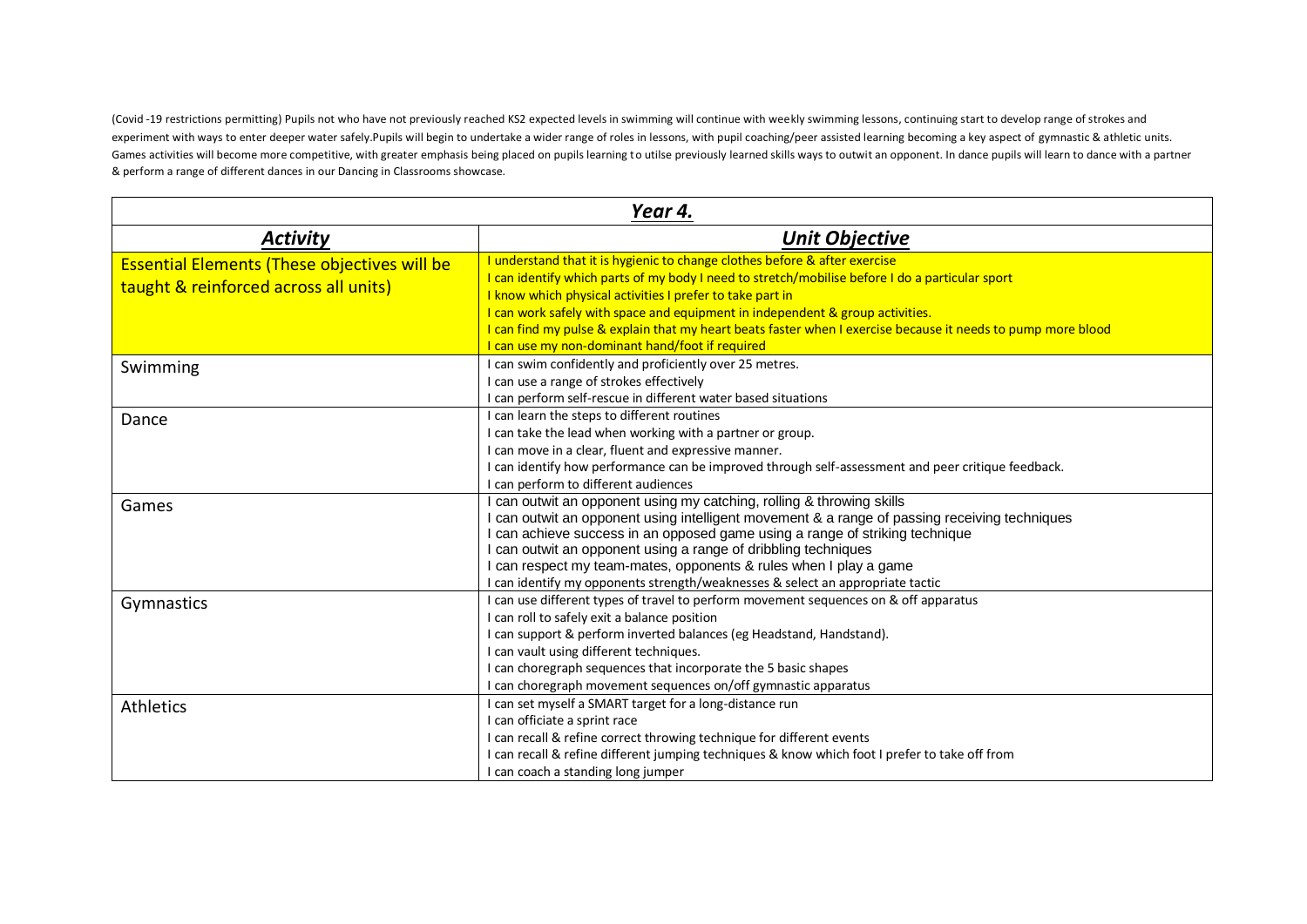(Covid -19 restrictions permitting) Pupils not who have not previously reached KS2 expected levels in swimming will continue with weekly swimming lessons, continuing start to develop range of strokes and experiment with ways to enter deeper water safely.Pupils will begin to undertake a wider range of roles in lessons, with pupil coaching/peer assisted learning becoming a key aspect of gymnastic & athletic units. Games activities will become more competitive, with greater emphasis being placed on pupils learning to utilse previously learned skills ways to outwit an opponent. In dance pupils will learn to dance with a partner & perform a range of different dances in our Dancing in Classrooms showcase.

| ***Year 4.*** | |
|---|---|
| ***Activity*** | ***Unit Objective*** |
| Essential Elements (These objectives will be taught & reinforced across all units) | I understand that it is hygienic to change clothes before & after exercise<br>I can identify which parts of my body I need to stretch/mobilise before I do a particular sport<br>I know which physical activities I prefer to take part in<br>I can work safely with space and equipment in independent & group activities.<br>I can find my pulse & explain that my heart beats faster when I exercise because it needs to pump more blood<br>I can use my non-dominant hand/foot if required |
| Swimming | I can swim confidently and proficiently over 25 metres.<br>I can use a range of strokes effectively<br>I can perform self-rescue in different water based situations |
| Dance | I can learn the steps to different routines<br>I can take the lead when working with a partner or group.<br>I can move in a clear, fluent and expressive manner.<br>I can identify how performance can be improved through self-assessment and peer critique feedback.<br>I can perform to different audiences |
| Games | I can outwit an opponent using my catching, rolling & throwing skills<br>I can outwit an opponent using intelligent movement & a range of passing receiving techniques<br>I can achieve success in an opposed game using a range of striking technique<br>I can outwit an opponent using a range of dribbling techniques<br>I can respect my team-mates, opponents & rules when I play a game<br>I can identify my opponents strength/weaknesses & select an appropriate tactic |
| Gymnastics | I can use different types of travel to perform movement sequences on & off apparatus<br>I can roll to safely exit a balance position<br>I can support & perform inverted balances (eg Headstand, Handstand).<br>I can vault using different techniques.<br>I can choregraph sequences that incorporate the 5 basic shapes<br>I can choregraph movement sequences on/off gymnastic apparatus |
| Athletics | I can set myself a SMART target for a long-distance run<br>I can officiate a sprint race<br>I can recall & refine correct throwing technique for different events<br>I can recall & refine different jumping techniques & know which foot I prefer to take off from<br>I can coach a standing long jumper |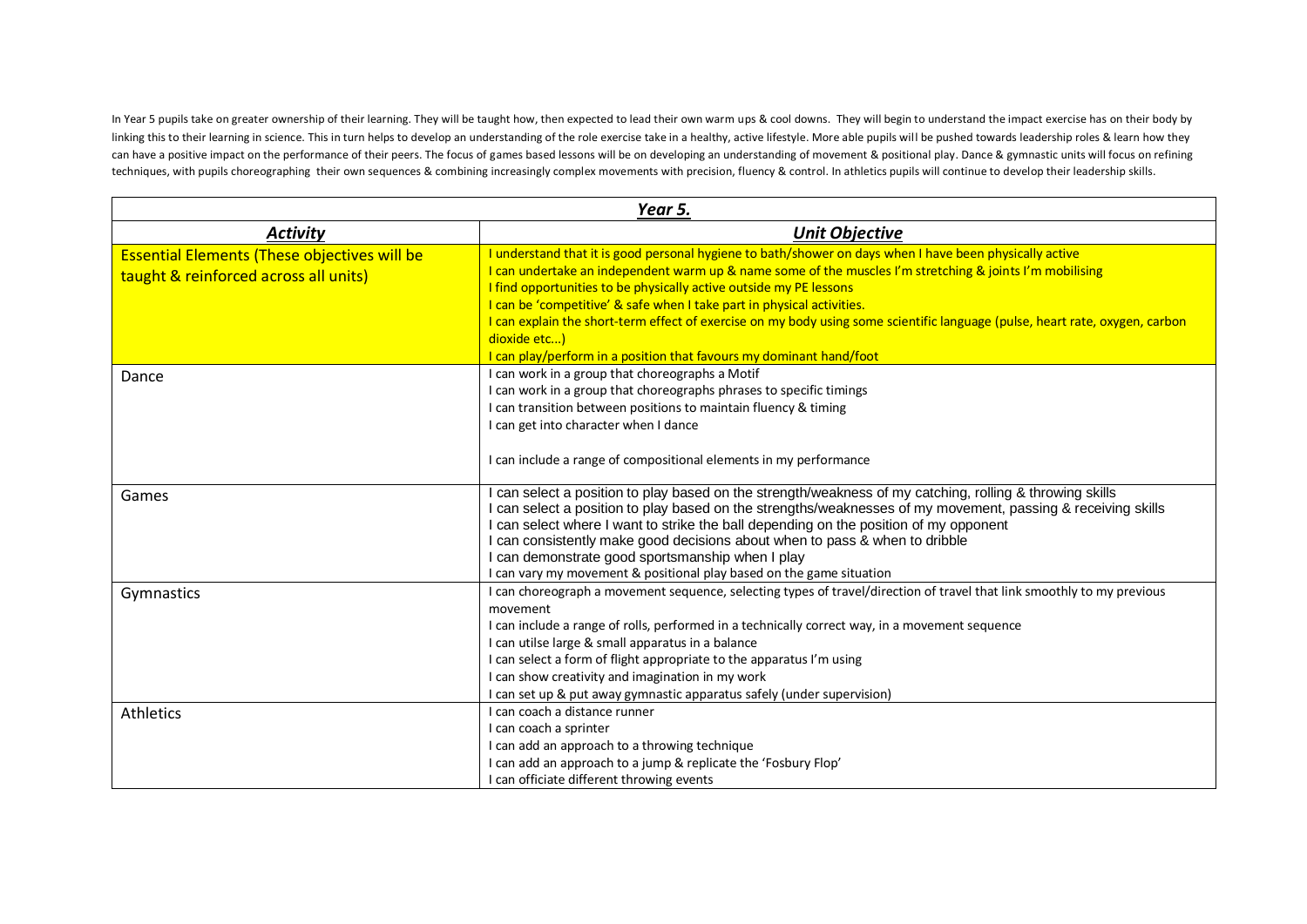In Year 5 pupils take on greater ownership of their learning. They will be taught how, then expected to lead their own warm ups & cool downs. They will begin to understand the impact exercise has on their body by linking this to their learning in science. This in turn helps to develop an understanding of the role exercise take in a healthy, active lifestyle. More able pupils will be pushed towards leadership roles & learn how they can have a positive impact on the performance of their peers. The focus of games based lessons will be on developing an understanding of movement & positional play. Dance & gymnastic units will focus on refining techniques, with pupils choreographing their own sequences & combining increasingly complex movements with precision, fluency & control. In athletics pupils will continue to develop their leadership skills.

| ***Year 5.*** | |
|---|---|
| ***Activity*** | ***Unit Objective*** |
| Essential Elements (These objectives will be taught & reinforced across all units) | I understand that it is good personal hygiene to bath/shower on days when I have been physically active<br>I can undertake an independent warm up & name some of the muscles I'm stretching & joints I'm mobilising<br>I find opportunities to be physically active outside my PE lessons<br>I can be 'competitive' & safe when I take part in physical activities.<br>I can explain the short-term effect of exercise on my body using some scientific language (pulse, heart rate, oxygen, carbon dioxide etc…)<br>I can play/perform in a position that favours my dominant hand/foot |
| Dance | I can work in a group that choreographs a Motif<br>I can work in a group that choreographs phrases to specific timings<br>I can transition between positions to maintain fluency & timing<br>I can get into character when I dance<br><br>I can include a range of compositional elements in my performance |
| Games | I can select a position to play based on the strength/weakness of my catching, rolling & throwing skills<br>I can select a position to play based on the strengths/weaknesses of my movement, passing & receiving skills<br>I can select where I want to strike the ball depending on the position of my opponent<br>I can consistently make good decisions about when to pass & when to dribble<br>I can demonstrate good sportsmanship when I play<br>I can vary my movement & positional play based on the game situation |
| Gymnastics | I can choreograph a movement sequence, selecting types of travel/direction of travel that link smoothly to my previous movement<br>I can include a range of rolls, performed in a technically correct way, in a movement sequence<br>I can utilse large & small apparatus in a balance<br>I can select a form of flight appropriate to the apparatus I'm using<br>I can show creativity and imagination in my work<br>I can set up & put away gymnastic apparatus safely (under supervision) |
| Athletics | I can coach a distance runner<br>I can coach a sprinter<br>I can add an approach to a throwing technique<br>I can add an approach to a jump & replicate the 'Fosbury Flop'<br>I can officiate different throwing events |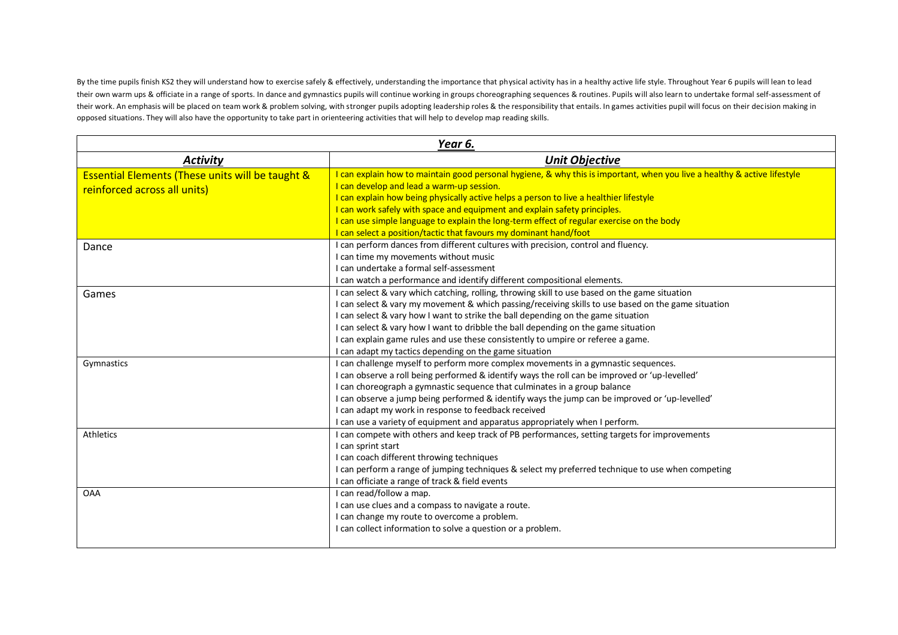By the time pupils finish KS2 they will understand how to exercise safely & effectively, understanding the importance that physical activity has in a healthy active life style. Throughout Year 6 pupils will lean to lead their own warm ups & officiate in a range of sports. In dance and gymnastics pupils will continue working in groups choreographing sequences & routines. Pupils will also learn to undertake formal self-assessment of their work. An emphasis will be placed on team work & problem solving, with stronger pupils adopting leadership roles & the responsibility that entails. In games activities pupil will focus on their decision making in opposed situations. They will also have the opportunity to take part in orienteering activities that will help to develop map reading skills.

| ***Year 6.*** | |
|---|---|
| ***Activity*** | ***Unit Objective*** |
| Essential Elements (These units will be taught & reinforced across all units) | I can explain how to maintain good personal hygiene, & why this is important, when you live a healthy & active lifestyle<br>I can develop and lead a warm-up session.<br>I can explain how being physically active helps a person to live a healthier lifestyle<br>I can work safely with space and equipment and explain safety principles.<br>I can use simple language to explain the long-term effect of regular exercise on the body<br>I can select a position/tactic that favours my dominant hand/foot |
| Dance | I can perform dances from different cultures with precision, control and fluency.<br>I can time my movements without music<br>I can undertake a formal self-assessment<br>I can watch a performance and identify different compositional elements. |
| Games | I can select & vary which catching, rolling, throwing skill to use based on the game situation<br>I can select & vary my movement & which passing/receiving skills to use based on the game situation<br>I can select & vary how I want to strike the ball depending on the game situation<br>I can select & vary how I want to dribble the ball depending on the game situation<br>I can explain game rules and use these consistently to umpire or referee a game.<br>I can adapt my tactics depending on the game situation |
| Gymnastics | I can challenge myself to perform more complex movements in a gymnastic sequences.<br>I can observe a roll being performed & identify ways the roll can be improved or 'up-levelled'<br>I can choreograph a gymnastic sequence that culminates in a group balance<br>I can observe a jump being performed & identify ways the jump can be improved or 'up-levelled'<br>I can adapt my work in response to feedback received<br>I can use a variety of equipment and apparatus appropriately when I perform. |
| Athletics | I can compete with others and keep track of PB performances, setting targets for improvements<br>I can sprint start<br>I can coach different throwing techniques<br>I can perform a range of jumping techniques & select my preferred technique to use when competing<br>I can officiate a range of track & field events |
| OAA | I can read/follow a map.<br>I can use clues and a compass to navigate a route.<br>I can change my route to overcome a problem.<br>I can collect information to solve a question or a problem. |